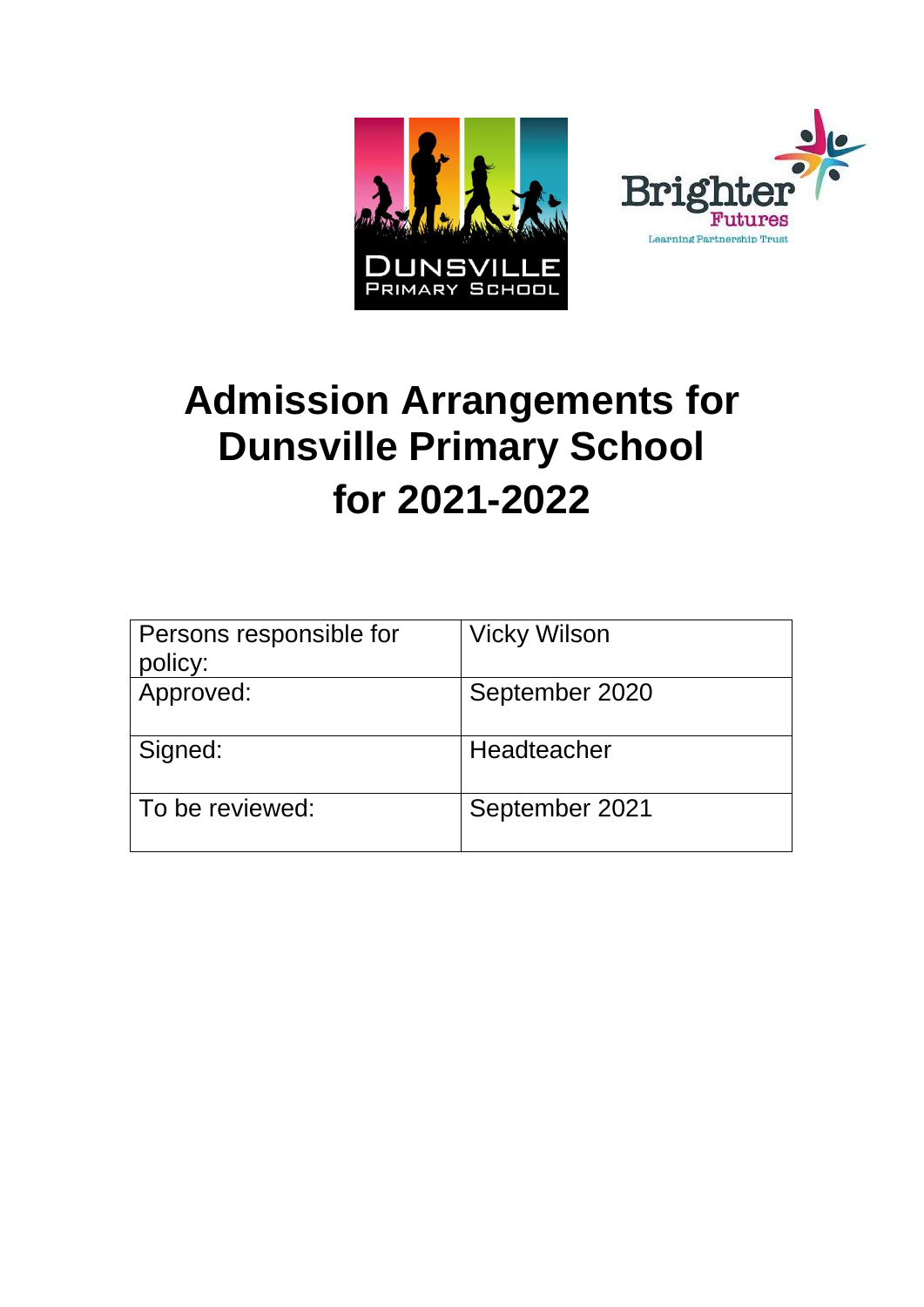# Admission Arrangements for Dunsville Primary School for 2021-2022

| Persons responsible for policy: | Vicky Wilson |
|---|---|
| Approved: | September 2020 |
| Signed: | Headteacher |
| To be reviewed: | September 2021 |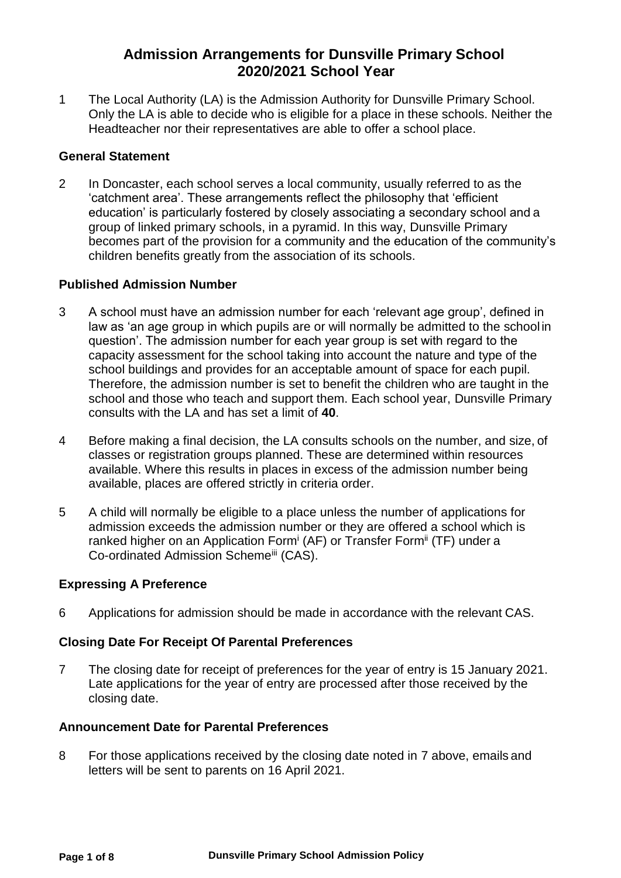# Admission Arrangements for Dunsville Primary School 2020/2021 School Year

1 The Local Authority (LA) is the Admission Authority for Dunsville Primary School. Only the LA is able to decide who is eligible for a place in these schools. Neither the Headteacher nor their representatives are able to offer a school place.

### General Statement

2 In Doncaster, each school serves a local community, usually referred to as the 'catchment area'. These arrangements reflect the philosophy that 'efficient education' is particularly fostered by closely associating a secondary school and a group of linked primary schools, in a pyramid. In this way, Dunsville Primary becomes part of the provision for a community and the education of the community's children benefits greatly from the association of its schools.

### Published Admission Number

3 A school must have an admission number for each 'relevant age group', defined in law as 'an age group in which pupils are or will normally be admitted to the school in question'. The admission number for each year group is set with regard to the capacity assessment for the school taking into account the nature and type of the school buildings and provides for an acceptable amount of space for each pupil. Therefore, the admission number is set to benefit the children who are taught in the school and those who teach and support them. Each school year, Dunsville Primary consults with the LA and has set a limit of **40**.

4 Before making a final decision, the LA consults schools on the number, and size, of classes or registration groups planned. These are determined within resources available. Where this results in places in excess of the admission number being available, places are offered strictly in criteria order.

5 A child will normally be eligible to a place unless the number of applications for admission exceeds the admission number or they are offered a school which is ranked higher on an Application Form[i] (AF) or Transfer Form[ii] (TF) under a Co-ordinated Admission Scheme[iii] (CAS).

### Expressing A Preference

6 Applications for admission should be made in accordance with the relevant CAS.

### Closing Date For Receipt Of Parental Preferences

7 The closing date for receipt of preferences for the year of entry is 15 January 2021. Late applications for the year of entry are processed after those received by the closing date.

### Announcement Date for Parental Preferences

8 For those applications received by the closing date noted in 7 above, emails and letters will be sent to parents on 16 April 2021.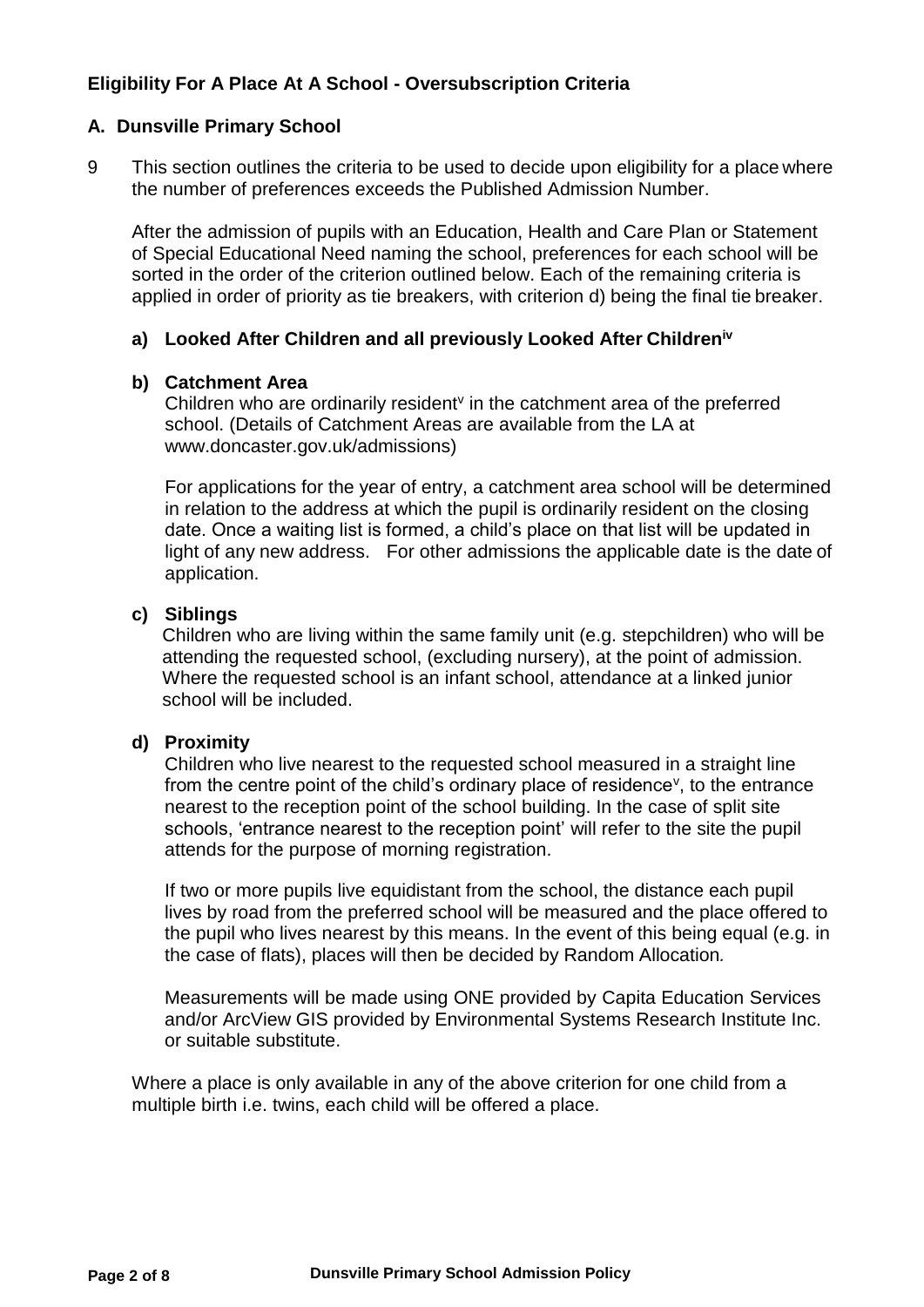## Eligibility For A Place At A School - Oversubscription Criteria

### A. Dunsville Primary School

9 This section outlines the criteria to be used to decide upon eligibility for a place where the number of preferences exceeds the Published Admission Number.

After the admission of pupils with an Education, Health and Care Plan or Statement of Special Educational Need naming the school, preferences for each school will be sorted in the order of the criterion outlined below. Each of the remaining criteria is applied in order of priority as tie breakers, with criterion d) being the final tie breaker.

**a) Looked After Children and all previously Looked After Children[iv]**

**b) Catchment Area**

Children who are ordinarily resident[v] in the catchment area of the preferred school. (Details of Catchment Areas are available from the LA at www.doncaster.gov.uk/admissions)

For applications for the year of entry, a catchment area school will be determined in relation to the address at which the pupil is ordinarily resident on the closing date. Once a waiting list is formed, a child's place on that list will be updated in light of any new address. For other admissions the applicable date is the date of application.

**c) Siblings**

Children who are living within the same family unit (e.g. stepchildren) who will be attending the requested school, (excluding nursery), at the point of admission. Where the requested school is an infant school, attendance at a linked junior school will be included.

**d) Proximity**

Children who live nearest to the requested school measured in a straight line from the centre point of the child's ordinary place of residence[v], to the entrance nearest to the reception point of the school building. In the case of split site schools, 'entrance nearest to the reception point' will refer to the site the pupil attends for the purpose of morning registration.

If two or more pupils live equidistant from the school, the distance each pupil lives by road from the preferred school will be measured and the place offered to the pupil who lives nearest by this means. In the event of this being equal (e.g. in the case of flats), places will then be decided by Random Allocation*.*

Measurements will be made using ONE provided by Capita Education Services and/or ArcView GIS provided by Environmental Systems Research Institute Inc. or suitable substitute.

Where a place is only available in any of the above criterion for one child from a multiple birth i.e. twins, each child will be offered a place.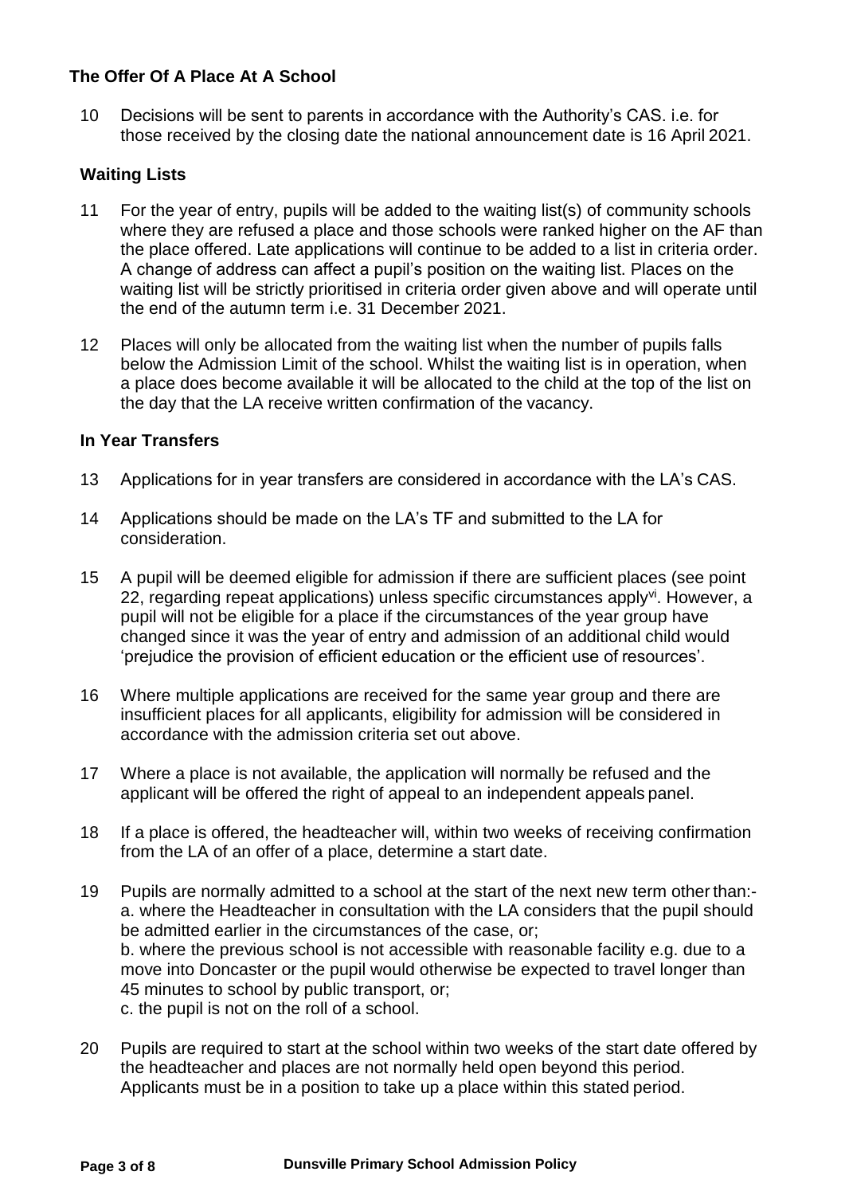## The Offer Of A Place At A School

10 Decisions will be sent to parents in accordance with the Authority's CAS. i.e. for those received by the closing date the national announcement date is 16 April 2021.

## Waiting Lists

11 For the year of entry, pupils will be added to the waiting list(s) of community schools where they are refused a place and those schools were ranked higher on the AF than the place offered. Late applications will continue to be added to a list in criteria order. A change of address can affect a pupil's position on the waiting list. Places on the waiting list will be strictly prioritised in criteria order given above and will operate until the end of the autumn term i.e. 31 December 2021.

12 Places will only be allocated from the waiting list when the number of pupils falls below the Admission Limit of the school. Whilst the waiting list is in operation, when a place does become available it will be allocated to the child at the top of the list on the day that the LA receive written confirmation of the vacancy.

## In Year Transfers

13 Applications for in year transfers are considered in accordance with the LA's CAS.

14 Applications should be made on the LA's TF and submitted to the LA for consideration.

15 A pupil will be deemed eligible for admission if there are sufficient places (see point 22, regarding repeat applications) unless specific circumstances apply[vi]. However, a pupil will not be eligible for a place if the circumstances of the year group have changed since it was the year of entry and admission of an additional child would 'prejudice the provision of efficient education or the efficient use of resources'.

16 Where multiple applications are received for the same year group and there are insufficient places for all applicants, eligibility for admission will be considered in accordance with the admission criteria set out above.

17 Where a place is not available, the application will normally be refused and the applicant will be offered the right of appeal to an independent appeals panel.

18 If a place is offered, the headteacher will, within two weeks of receiving confirmation from the LA of an offer of a place, determine a start date.

19 Pupils are normally admitted to a school at the start of the next new term other than:-
a. where the Headteacher in consultation with the LA considers that the pupil should be admitted earlier in the circumstances of the case, or;
b. where the previous school is not accessible with reasonable facility e.g. due to a move into Doncaster or the pupil would otherwise be expected to travel longer than 45 minutes to school by public transport, or;
c. the pupil is not on the roll of a school.

20 Pupils are required to start at the school within two weeks of the start date offered by the headteacher and places are not normally held open beyond this period. Applicants must be in a position to take up a place within this stated period.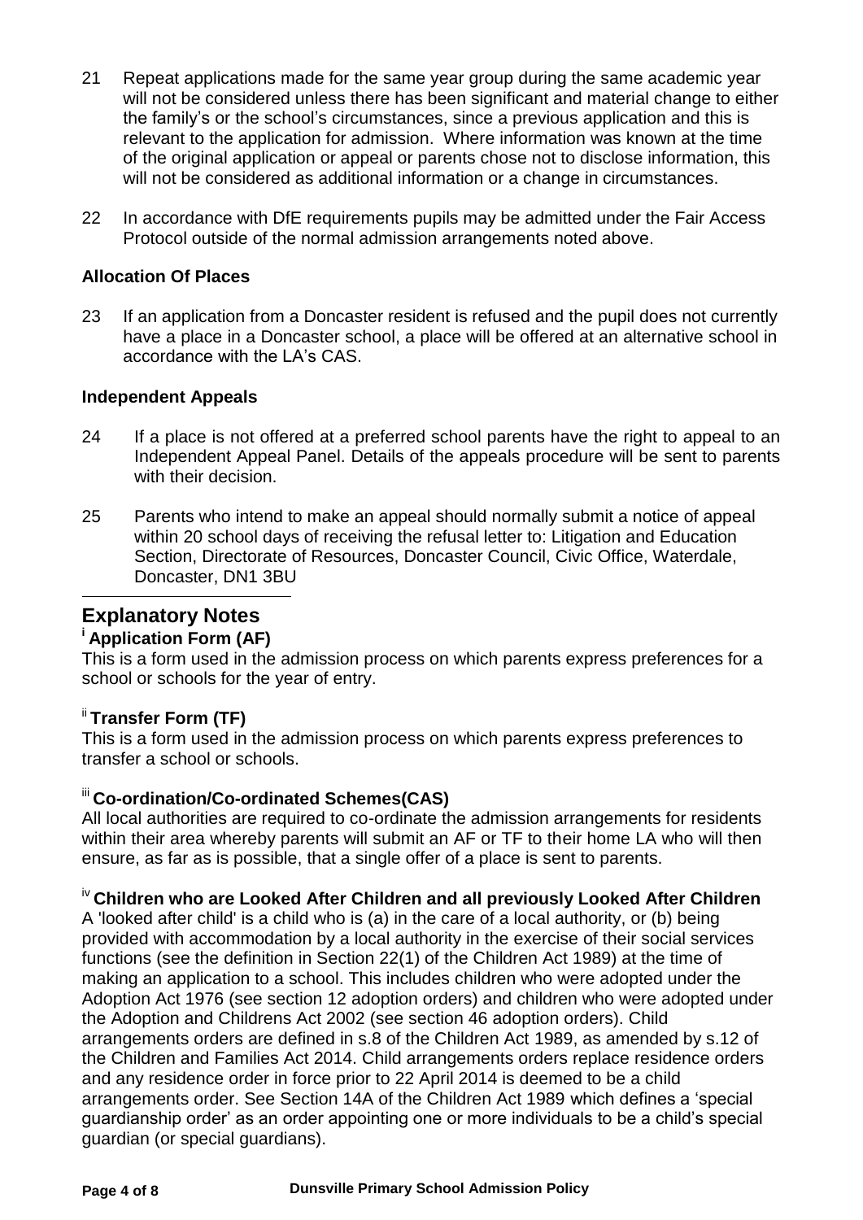21 Repeat applications made for the same year group during the same academic year will not be considered unless there has been significant and material change to either the family's or the school's circumstances, since a previous application and this is relevant to the application for admission. Where information was known at the time of the original application or appeal or parents chose not to disclose information, this will not be considered as additional information or a change in circumstances.

22 In accordance with DfE requirements pupils may be admitted under the Fair Access Protocol outside of the normal admission arrangements noted above.

**Allocation Of Places**

23 If an application from a Doncaster resident is refused and the pupil does not currently have a place in a Doncaster school, a place will be offered at an alternative school in accordance with the LA's CAS.

**Independent Appeals**

24 If a place is not offered at a preferred school parents have the right to appeal to an Independent Appeal Panel. Details of the appeals procedure will be sent to parents with their decision.

25 Parents who intend to make an appeal should normally submit a notice of appeal within 20 school days of receiving the refusal letter to: Litigation and Education Section, Directorate of Resources, Doncaster Council, Civic Office, Waterdale, Doncaster, DN1 3BU

## Explanatory Notes

**[i] Application Form (AF)**

This is a form used in the admission process on which parents express preferences for a school or schools for the year of entry.

**[ii] Transfer Form (TF)**

This is a form used in the admission process on which parents express preferences to transfer a school or schools.

**[iii] Co-ordination/Co-ordinated Schemes(CAS)**

All local authorities are required to co-ordinate the admission arrangements for residents within their area whereby parents will submit an AF or TF to their home LA who will then ensure, as far as is possible, that a single offer of a place is sent to parents.

**[iv] Children who are Looked After Children and all previously Looked After Children**

A 'looked after child' is a child who is (a) in the care of a local authority, or (b) being provided with accommodation by a local authority in the exercise of their social services functions (see the definition in Section 22(1) of the Children Act 1989) at the time of making an application to a school. This includes children who were adopted under the Adoption Act 1976 (see section 12 adoption orders) and children who were adopted under the Adoption and Childrens Act 2002 (see section 46 adoption orders). Child arrangements orders are defined in s.8 of the Children Act 1989, as amended by s.12 of the Children and Families Act 2014. Child arrangements orders replace residence orders and any residence order in force prior to 22 April 2014 is deemed to be a child arrangements order. See Section 14A of the Children Act 1989 which defines a 'special guardianship order' as an order appointing one or more individuals to be a child's special guardian (or special guardians).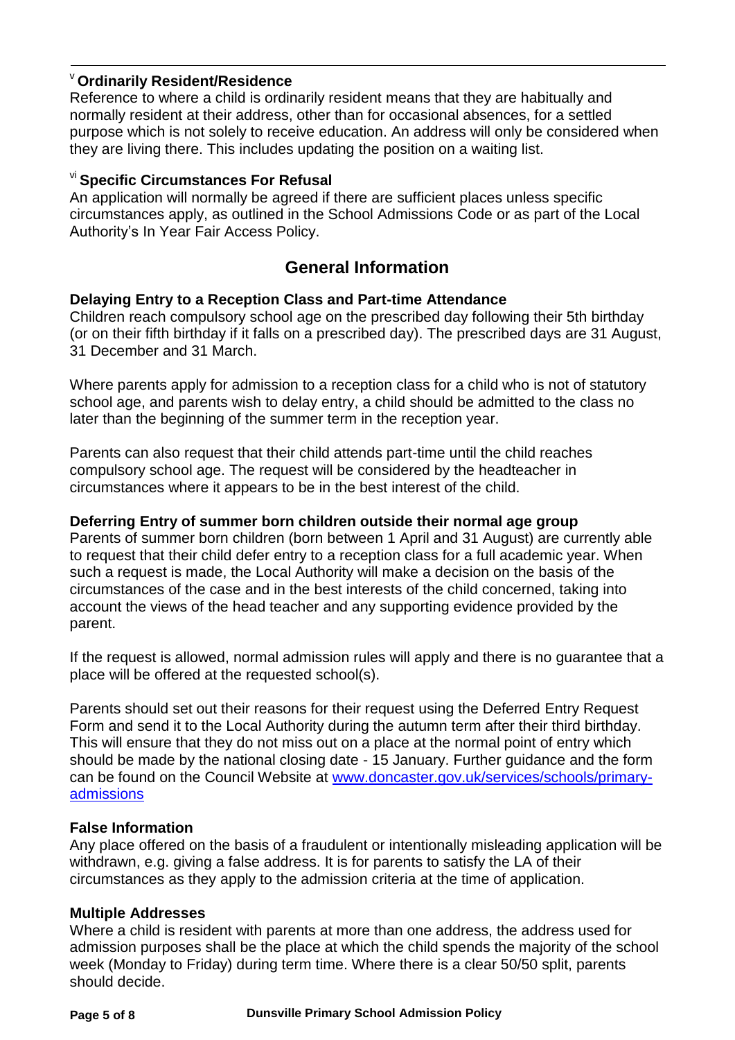[v] **Ordinarily Resident/Residence**

Reference to where a child is ordinarily resident means that they are habitually and normally resident at their address, other than for occasional absences, for a settled purpose which is not solely to receive education. An address will only be considered when they are living there. This includes updating the position on a waiting list.

[vi] **Specific Circumstances For Refusal**

An application will normally be agreed if there are sufficient places unless specific circumstances apply, as outlined in the School Admissions Code or as part of the Local Authority's In Year Fair Access Policy.

## General Information

**Delaying Entry to a Reception Class and Part-time Attendance**

Children reach compulsory school age on the prescribed day following their 5th birthday (or on their fifth birthday if it falls on a prescribed day). The prescribed days are 31 August, 31 December and 31 March.

Where parents apply for admission to a reception class for a child who is not of statutory school age, and parents wish to delay entry, a child should be admitted to the class no later than the beginning of the summer term in the reception year.

Parents can also request that their child attends part-time until the child reaches compulsory school age. The request will be considered by the headteacher in circumstances where it appears to be in the best interest of the child.

**Deferring Entry of summer born children outside their normal age group**

Parents of summer born children (born between 1 April and 31 August) are currently able to request that their child defer entry to a reception class for a full academic year. When such a request is made, the Local Authority will make a decision on the basis of the circumstances of the case and in the best interests of the child concerned, taking into account the views of the head teacher and any supporting evidence provided by the parent.

If the request is allowed, normal admission rules will apply and there is no guarantee that a place will be offered at the requested school(s).

Parents should set out their reasons for their request using the Deferred Entry Request Form and send it to the Local Authority during the autumn term after their third birthday. This will ensure that they do not miss out on a place at the normal point of entry which should be made by the national closing date - 15 January. Further guidance and the form can be found on the Council Website at [www.doncaster.gov.uk/services/schools/primary-admissions](www.doncaster.gov.uk/services/schools/primary-admissions)

**False Information**

Any place offered on the basis of a fraudulent or intentionally misleading application will be withdrawn, e.g. giving a false address. It is for parents to satisfy the LA of their circumstances as they apply to the admission criteria at the time of application.

**Multiple Addresses**

Where a child is resident with parents at more than one address, the address used for admission purposes shall be the place at which the child spends the majority of the school week (Monday to Friday) during term time. Where there is a clear 50/50 split, parents should decide.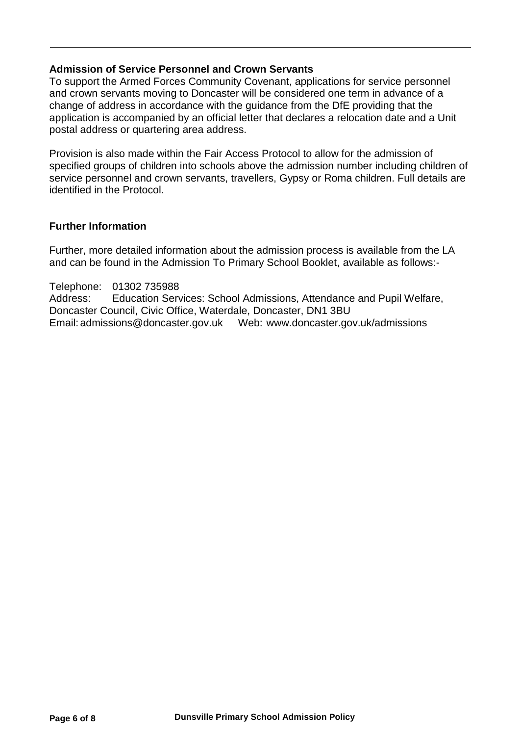**Admission of Service Personnel and Crown Servants**

To support the Armed Forces Community Covenant, applications for service personnel and crown servants moving to Doncaster will be considered one term in advance of a change of address in accordance with the guidance from the DfE providing that the application is accompanied by an official letter that declares a relocation date and a Unit postal address or quartering area address.

Provision is also made within the Fair Access Protocol to allow for the admission of specified groups of children into schools above the admission number including children of service personnel and crown servants, travellers, Gypsy or Roma children. Full details are identified in the Protocol.

**Further Information**

Further, more detailed information about the admission process is available from the LA and can be found in the Admission To Primary School Booklet, available as follows:-

Telephone: 01302 735988
Address: Education Services: School Admissions, Attendance and Pupil Welfare, Doncaster Council, Civic Office, Waterdale, Doncaster, DN1 3BU
Email: admissions@doncaster.gov.uk Web: www.doncaster.gov.uk/admissions